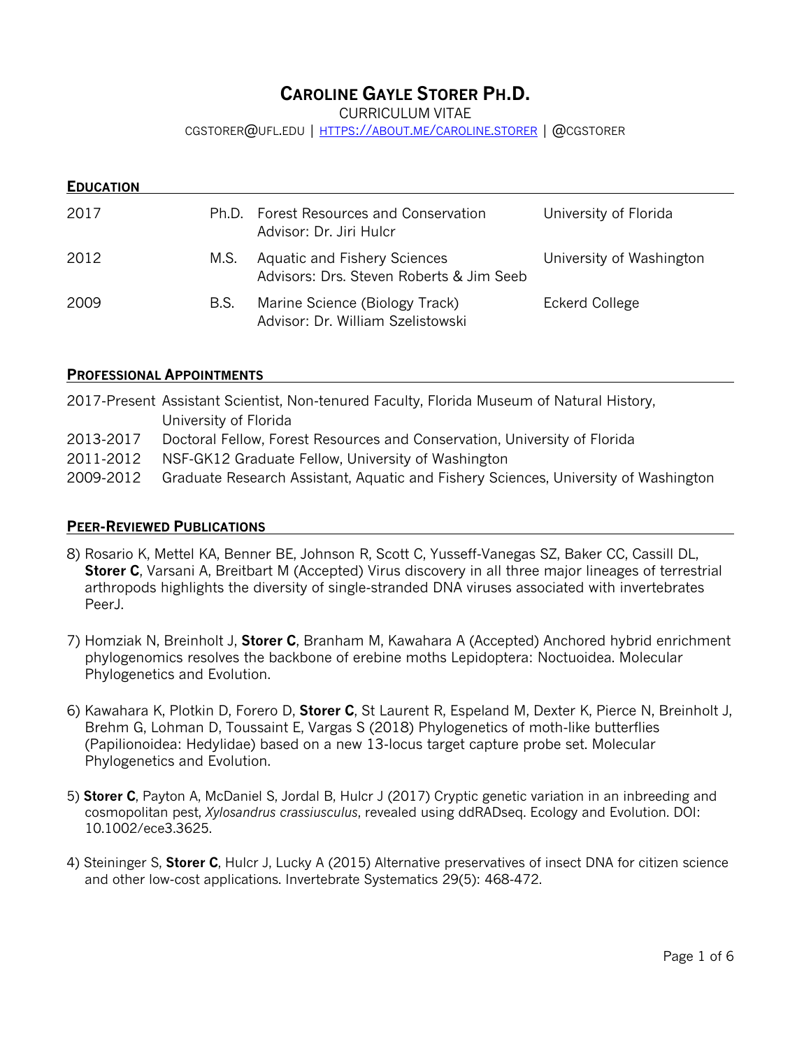# CAROLINE GAYLE STORER PH.D.

CURRICULUM VITAE

CGSTORER@UFL.EDU | HTTPS://ABOUT.ME/CAROLINE.STORER | @CGSTORER

## EDUCATION

| | | | |
|---|---|---|---|
| 2017 | Ph.D. | Forest Resources and Conservation<br>Advisor: Dr. Jiri Hulcr | University of Florida |
| 2012 | M.S. | Aquatic and Fishery Sciences<br>Advisors: Drs. Steven Roberts & Jim Seeb | University of Washington |
| 2009 | B.S. | Marine Science (Biology Track)<br>Advisor: Dr. William Szelistowski | Eckerd College |

## PROFESSIONAL APPOINTMENTS

| | |
|---|---|
| 2017-Present | Assistant Scientist, Non-tenured Faculty, Florida Museum of Natural History, University of Florida |
| 2013-2017 | Doctoral Fellow, Forest Resources and Conservation, University of Florida |
| 2011-2012 | NSF-GK12 Graduate Fellow, University of Washington |
| 2009-2012 | Graduate Research Assistant, Aquatic and Fishery Sciences, University of Washington |

## PEER-REVIEWED PUBLICATIONS

8) Rosario K, Mettel KA, Benner BE, Johnson R, Scott C, Yusseff-Vanegas SZ, Baker CC, Cassill DL, **Storer C**, Varsani A, Breitbart M (Accepted) Virus discovery in all three major lineages of terrestrial arthropods highlights the diversity of single-stranded DNA viruses associated with invertebrates PeerJ.

7) Homziak N, Breinholt J, **Storer C**, Branham M, Kawahara A (Accepted) Anchored hybrid enrichment phylogenomics resolves the backbone of erebine moths Lepidoptera: Noctuoidea. Molecular Phylogenetics and Evolution.

6) Kawahara K, Plotkin D, Forero D, **Storer C**, St Laurent R, Espeland M, Dexter K, Pierce N, Breinholt J, Brehm G, Lohman D, Toussaint E, Vargas S (2018) Phylogenetics of moth-like butterflies (Papilionoidea: Hedylidae) based on a new 13-locus target capture probe set. Molecular Phylogenetics and Evolution.

5) **Storer C**, Payton A, McDaniel S, Jordal B, Hulcr J (2017) Cryptic genetic variation in an inbreeding and cosmopolitan pest, *Xylosandrus crassiusculus*, revealed using ddRADseq. Ecology and Evolution. DOI: 10.1002/ece3.3625.

4) Steininger S, **Storer C**, Hulcr J, Lucky A (2015) Alternative preservatives of insect DNA for citizen science and other low-cost applications. Invertebrate Systematics 29(5): 468-472.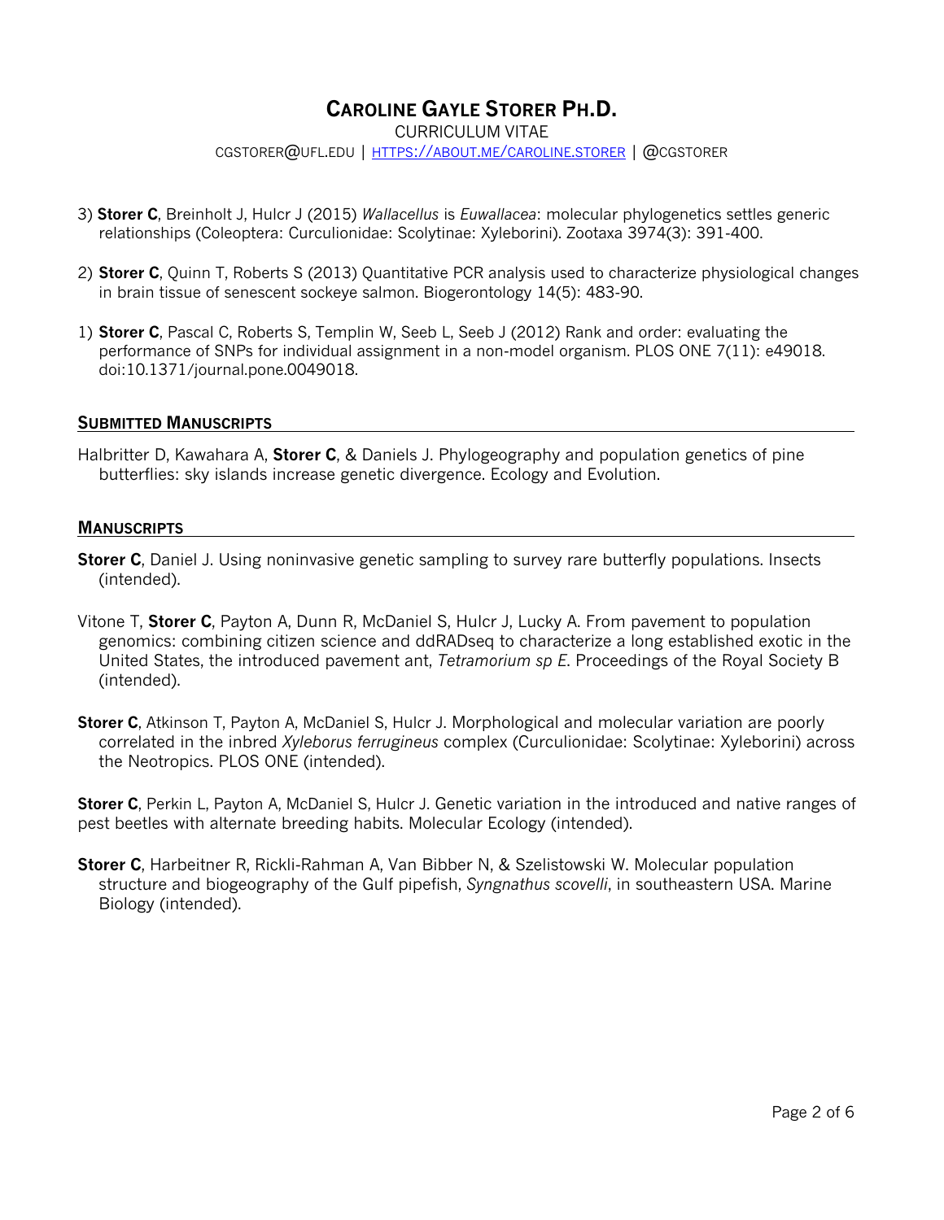3) **Storer C**, Breinholt J, Hulcr J (2015) *Wallacellus* is *Euwallacea*: molecular phylogenetics settles generic relationships (Coleoptera: Curculionidae: Scolytinae: Xyleborini). Zootaxa 3974(3): 391-400.

2) **Storer C**, Quinn T, Roberts S (2013) Quantitative PCR analysis used to characterize physiological changes in brain tissue of senescent sockeye salmon. Biogerontology 14(5): 483-90.

1) **Storer C**, Pascal C, Roberts S, Templin W, Seeb L, Seeb J (2012) Rank and order: evaluating the performance of SNPs for individual assignment in a non-model organism. PLOS ONE 7(11): e49018. doi:10.1371/journal.pone.0049018.

## SUBMITTED MANUSCRIPTS

Halbritter D, Kawahara A, **Storer C**, & Daniels J. Phylogeography and population genetics of pine butterflies: sky islands increase genetic divergence. Ecology and Evolution.

## MANUSCRIPTS

**Storer C**, Daniel J. Using noninvasive genetic sampling to survey rare butterfly populations. Insects (intended).

Vitone T, **Storer C**, Payton A, Dunn R, McDaniel S, Hulcr J, Lucky A. From pavement to population genomics: combining citizen science and ddRADseq to characterize a long established exotic in the United States, the introduced pavement ant, *Tetramorium sp E*. Proceedings of the Royal Society B (intended).

**Storer C**, Atkinson T, Payton A, McDaniel S, Hulcr J. Morphological and molecular variation are poorly correlated in the inbred *Xyleborus ferrugineus* complex (Curculionidae: Scolytinae: Xyleborini) across the Neotropics. PLOS ONE (intended).

**Storer C**, Perkin L, Payton A, McDaniel S, Hulcr J. Genetic variation in the introduced and native ranges of pest beetles with alternate breeding habits. Molecular Ecology (intended).

**Storer C**, Harbeitner R, Rickli-Rahman A, Van Bibber N, & Szelistowski W. Molecular population structure and biogeography of the Gulf pipefish, *Syngnathus scovelli*, in southeastern USA. Marine Biology (intended).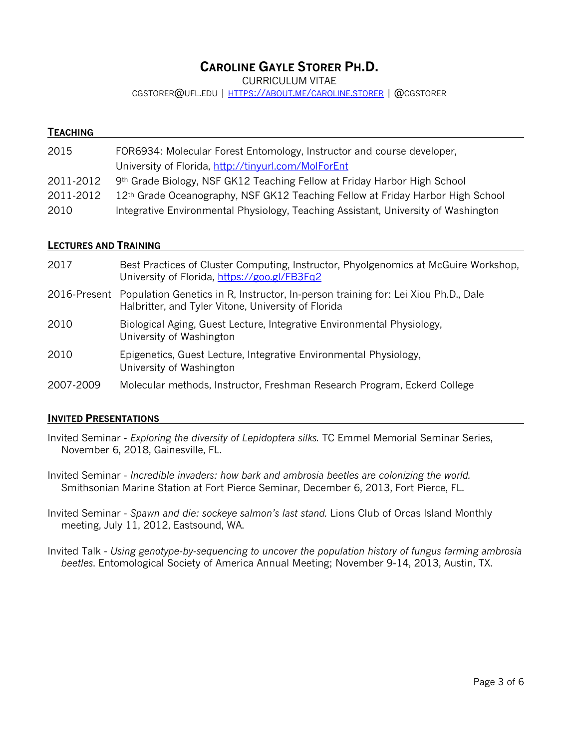# CAROLINE GAYLE STORER PH.D.

CURRICULUM VITAE

CGSTORER@UFL.EDU | HTTPS://ABOUT.ME/CAROLINE.STORER | @CGSTORER

## TEACHING

| | |
|---|---|
| 2015 | FOR6934: Molecular Forest Entomology, Instructor and course developer, University of Florida, http://tinyurl.com/MolForEnt |
| 2011-2012 | 9th Grade Biology, NSF GK12 Teaching Fellow at Friday Harbor High School |
| 2011-2012 | 12th Grade Oceanography, NSF GK12 Teaching Fellow at Friday Harbor High School |
| 2010 | Integrative Environmental Physiology, Teaching Assistant, University of Washington |

## LECTURES AND TRAINING

| | |
|---|---|
| 2017 | Best Practices of Cluster Computing, Instructor, Phyolgenomics at McGuire Workshop, University of Florida, https://goo.gl/FB3Fq2 |
| 2016-Present | Population Genetics in R, Instructor, In-person training for: Lei Xiou Ph.D., Dale Halbritter, and Tyler Vitone, University of Florida |
| 2010 | Biological Aging, Guest Lecture, Integrative Environmental Physiology, University of Washington |
| 2010 | Epigenetics, Guest Lecture, Integrative Environmental Physiology, University of Washington |
| 2007-2009 | Molecular methods, Instructor, Freshman Research Program, Eckerd College |

## INVITED PRESENTATIONS

Invited Seminar - *Exploring the diversity of Lepidoptera silks.* TC Emmel Memorial Seminar Series, November 6, 2018, Gainesville, FL.

Invited Seminar - *Incredible invaders: how bark and ambrosia beetles are colonizing the world.* Smithsonian Marine Station at Fort Pierce Seminar, December 6, 2013, Fort Pierce, FL.

Invited Seminar - *Spawn and die: sockeye salmon's last stand.* Lions Club of Orcas Island Monthly meeting, July 11, 2012, Eastsound, WA.

Invited Talk - *Using genotype-by-sequencing to uncover the population history of fungus farming ambrosia beetles*. Entomological Society of America Annual Meeting; November 9-14, 2013, Austin, TX.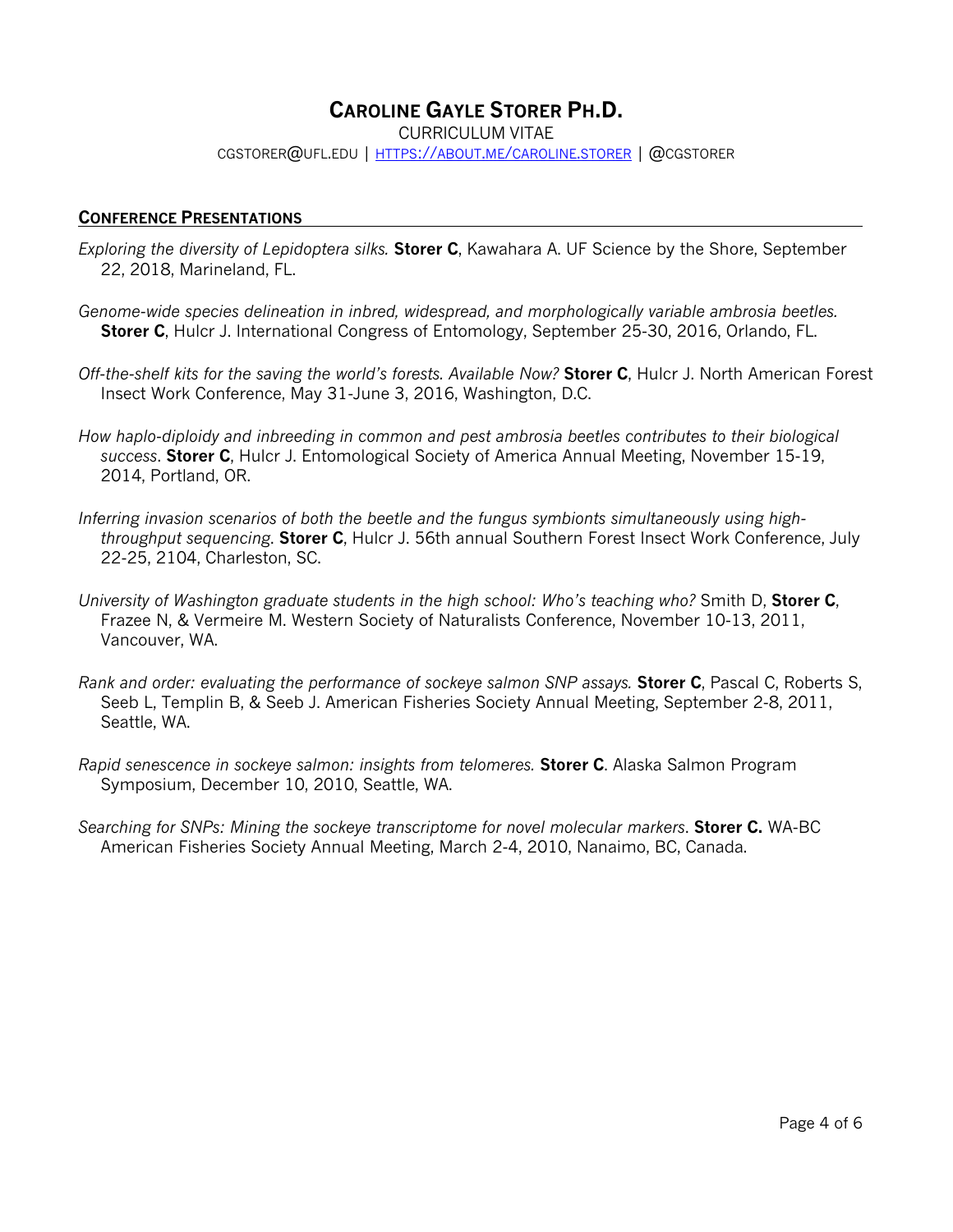## CONFERENCE PRESENTATIONS

*Exploring the diversity of Lepidoptera silks.* **Storer C**, Kawahara A. UF Science by the Shore, September 22, 2018, Marineland, FL.

*Genome-wide species delineation in inbred, widespread, and morphologically variable ambrosia beetles.* **Storer C**, Hulcr J. International Congress of Entomology, September 25-30, 2016, Orlando, FL.

*Off-the-shelf kits for the saving the world's forests. Available Now?* **Storer C**, Hulcr J. North American Forest Insect Work Conference, May 31-June 3, 2016, Washington, D.C.

*How haplo-diploidy and inbreeding in common and pest ambrosia beetles contributes to their biological success*. **Storer C**, Hulcr J. Entomological Society of America Annual Meeting, November 15-19, 2014, Portland, OR.

*Inferring invasion scenarios of both the beetle and the fungus symbionts simultaneously using high-throughput sequencing.* **Storer C**, Hulcr J. 56th annual Southern Forest Insect Work Conference, July 22-25, 2104, Charleston, SC.

*University of Washington graduate students in the high school: Who's teaching who?* Smith D, **Storer C**, Frazee N, & Vermeire M. Western Society of Naturalists Conference, November 10-13, 2011, Vancouver, WA.

*Rank and order: evaluating the performance of sockeye salmon SNP assays.* **Storer C**, Pascal C, Roberts S, Seeb L, Templin B, & Seeb J. American Fisheries Society Annual Meeting, September 2-8, 2011, Seattle, WA.

*Rapid senescence in sockeye salmon: insights from telomeres.* **Storer C**. Alaska Salmon Program Symposium, December 10, 2010, Seattle, WA.

*Searching for SNPs: Mining the sockeye transcriptome for novel molecular markers*. **Storer C.** WA-BC American Fisheries Society Annual Meeting, March 2-4, 2010, Nanaimo, BC, Canada.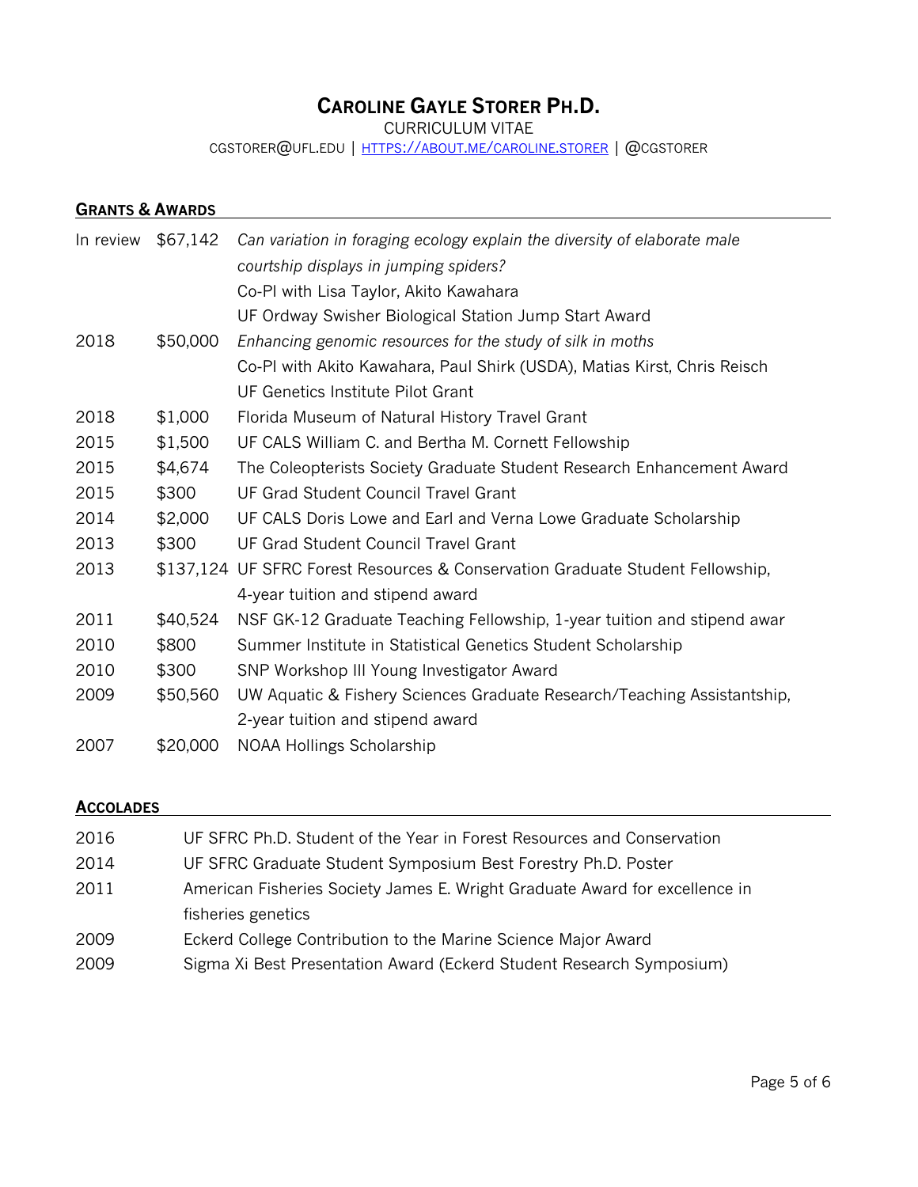# CAROLINE GAYLE STORER PH.D.

CURRICULUM VITAE

CGSTORER@UFL.EDU | HTTPS://ABOUT.ME/CAROLINE.STORER | @CGSTORER

## GRANTS & AWARDS

| | | |
|---|---|---|
| In review | $67,142 | *Can variation in foraging ecology explain the diversity of elaborate male courtship displays in jumping spiders?*<br>Co-PI with Lisa Taylor, Akito Kawahara<br>UF Ordway Swisher Biological Station Jump Start Award |
| 2018 | $50,000 | *Enhancing genomic resources for the study of silk in moths*<br>Co-PI with Akito Kawahara, Paul Shirk (USDA), Matias Kirst, Chris Reisch<br>UF Genetics Institute Pilot Grant |
| 2018 | $1,000 | Florida Museum of Natural History Travel Grant |
| 2015 | $1,500 | UF CALS William C. and Bertha M. Cornett Fellowship |
| 2015 | $4,674 | The Coleopterists Society Graduate Student Research Enhancement Award |
| 2015 | $300 | UF Grad Student Council Travel Grant |
| 2014 | $2,000 | UF CALS Doris Lowe and Earl and Verna Lowe Graduate Scholarship |
| 2013 | $300 | UF Grad Student Council Travel Grant |
| 2013 | $137,124 | UF SFRC Forest Resources & Conservation Graduate Student Fellowship, 4-year tuition and stipend award |
| 2011 | $40,524 | NSF GK-12 Graduate Teaching Fellowship, 1-year tuition and stipend awar |
| 2010 | $800 | Summer Institute in Statistical Genetics Student Scholarship |
| 2010 | $300 | SNP Workshop III Young Investigator Award |
| 2009 | $50,560 | UW Aquatic & Fishery Sciences Graduate Research/Teaching Assistantship, 2-year tuition and stipend award |
| 2007 | $20,000 | NOAA Hollings Scholarship |

## ACCOLADES

| | |
|---|---|
| 2016 | UF SFRC Ph.D. Student of the Year in Forest Resources and Conservation |
| 2014 | UF SFRC Graduate Student Symposium Best Forestry Ph.D. Poster |
| 2011 | American Fisheries Society James E. Wright Graduate Award for excellence in fisheries genetics |
| 2009 | Eckerd College Contribution to the Marine Science Major Award |
| 2009 | Sigma Xi Best Presentation Award (Eckerd Student Research Symposium) |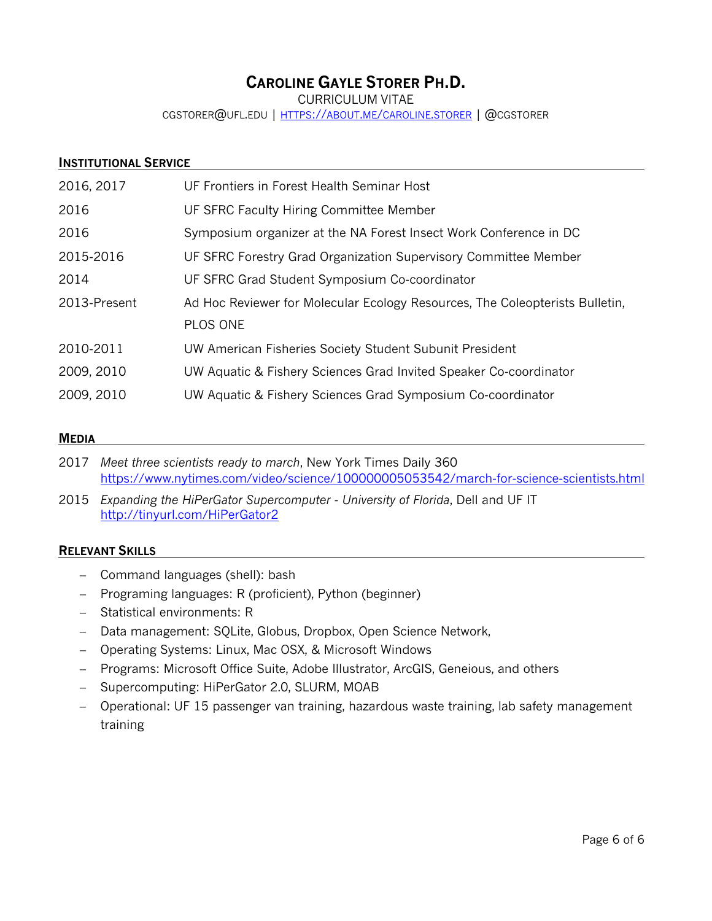# CAROLINE GAYLE STORER PH.D.

CURRICULUM VITAE

CGSTORER@UFL.EDU | [HTTPS://ABOUT.ME/CAROLINE.STORER](https://about.me/caroline.storer) | @CGSTORER

## INSTITUTIONAL SERVICE

| | |
|---|---|
| 2016, 2017 | UF Frontiers in Forest Health Seminar Host |
| 2016 | UF SFRC Faculty Hiring Committee Member |
| 2016 | Symposium organizer at the NA Forest Insect Work Conference in DC |
| 2015-2016 | UF SFRC Forestry Grad Organization Supervisory Committee Member |
| 2014 | UF SFRC Grad Student Symposium Co-coordinator |
| 2013-Present | Ad Hoc Reviewer for Molecular Ecology Resources, The Coleopterists Bulletin, PLOS ONE |
| 2010-2011 | UW American Fisheries Society Student Subunit President |
| 2009, 2010 | UW Aquatic & Fishery Sciences Grad Invited Speaker Co-coordinator |
| 2009, 2010 | UW Aquatic & Fishery Sciences Grad Symposium Co-coordinator |

## MEDIA

2017 *Meet three scientists ready to march*, New York Times Daily 360
https://www.nytimes.com/video/science/100000005053542/march-for-science-scientists.html

2015 *Expanding the HiPerGator Supercomputer - University of Florida*, Dell and UF IT
http://tinyurl.com/HiPerGator2

## RELEVANT SKILLS

- Command languages (shell): bash
- Programing languages: R (proficient), Python (beginner)
- Statistical environments: R
- Data management: SQLite, Globus, Dropbox, Open Science Network,
- Operating Systems: Linux, Mac OSX, & Microsoft Windows
- Programs: Microsoft Office Suite, Adobe Illustrator, ArcGIS, Geneious, and others
- Supercomputing: HiPerGator 2.0, SLURM, MOAB
- Operational: UF 15 passenger van training, hazardous waste training, lab safety management training